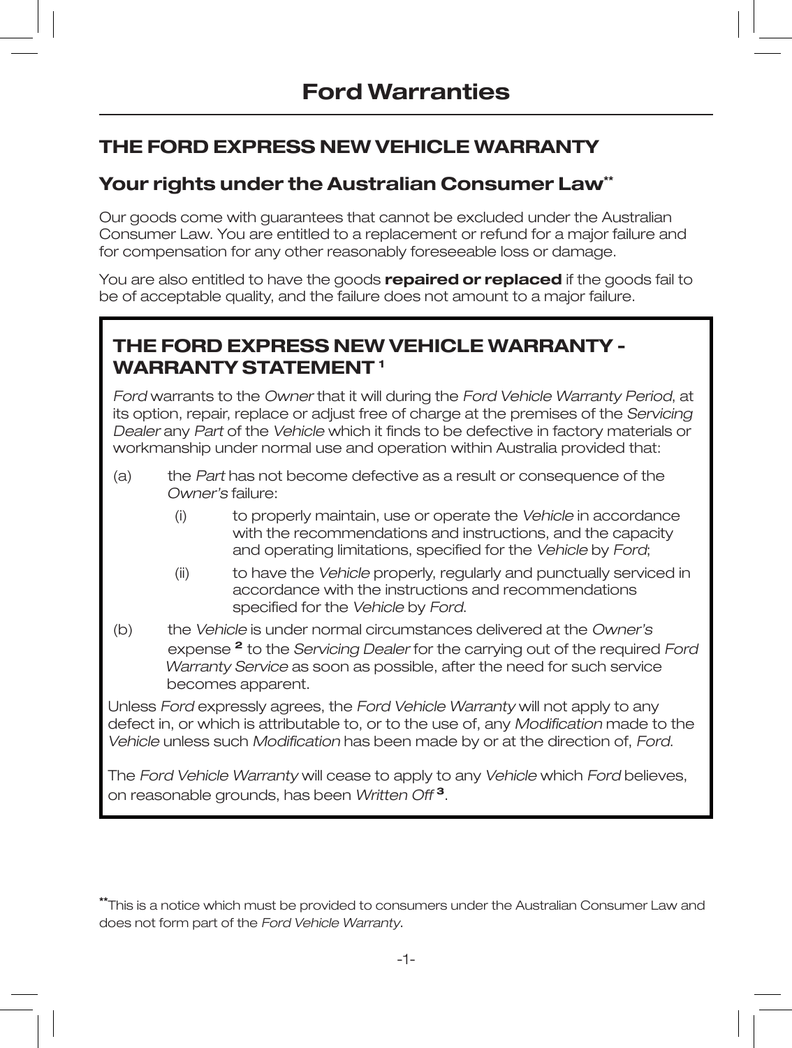# Ford Warranties

## THE FORD EXPRESS NEW VEHICLE WARRANTY

### Your rights under the Australian Consumer Law**

Our goods come with guarantees that cannot be excluded under the Australian Consumer Law. You are entitled to a replacement or refund for a major failure and for compensation for any other reasonably foreseeable loss or damage.

You are also entitled to have the goods **repaired or replaced** if the goods fail to be of acceptable quality, and the failure does not amount to a major failure.

### THE FORD EXPRESS NEW VEHICLE WARRANTY - WARRANTY STATEMENT [1]

*Ford* warrants to the *Owner* that it will during the *Ford Vehicle Warranty Period*, at its option, repair, replace or adjust free of charge at the premises of the *Servicing Dealer* any *Part* of the *Vehicle* which it finds to be defective in factory materials or workmanship under normal use and operation within Australia provided that:

(a) the *Part* has not become defective as a result or consequence of the *Owner's* failure:

- (i) to properly maintain, use or operate the *Vehicle* in accordance with the recommendations and instructions, and the capacity and operating limitations, specified for the *Vehicle* by *Ford*;
- (ii) to have the *Vehicle* properly, regularly and punctually serviced in accordance with the instructions and recommendations specified for the *Vehicle* by *Ford*.

(b) the *Vehicle* is under normal circumstances delivered at the *Owner's* expense [2] to the *Servicing Dealer* for the carrying out of the required *Ford Warranty Service* as soon as possible, after the need for such service becomes apparent.

Unless *Ford* expressly agrees, the *Ford Vehicle Warranty* will not apply to any defect in, or which is attributable to, or to the use of, any *Modification* made to the *Vehicle* unless such *Modification* has been made by or at the direction of, *Ford*.

The *Ford Vehicle Warranty* will cease to apply to any *Vehicle* which *Ford* believes, on reasonable grounds, has been *Written Off* [3].

**This is a notice which must be provided to consumers under the Australian Consumer Law and does not form part of the *Ford Vehicle Warranty*.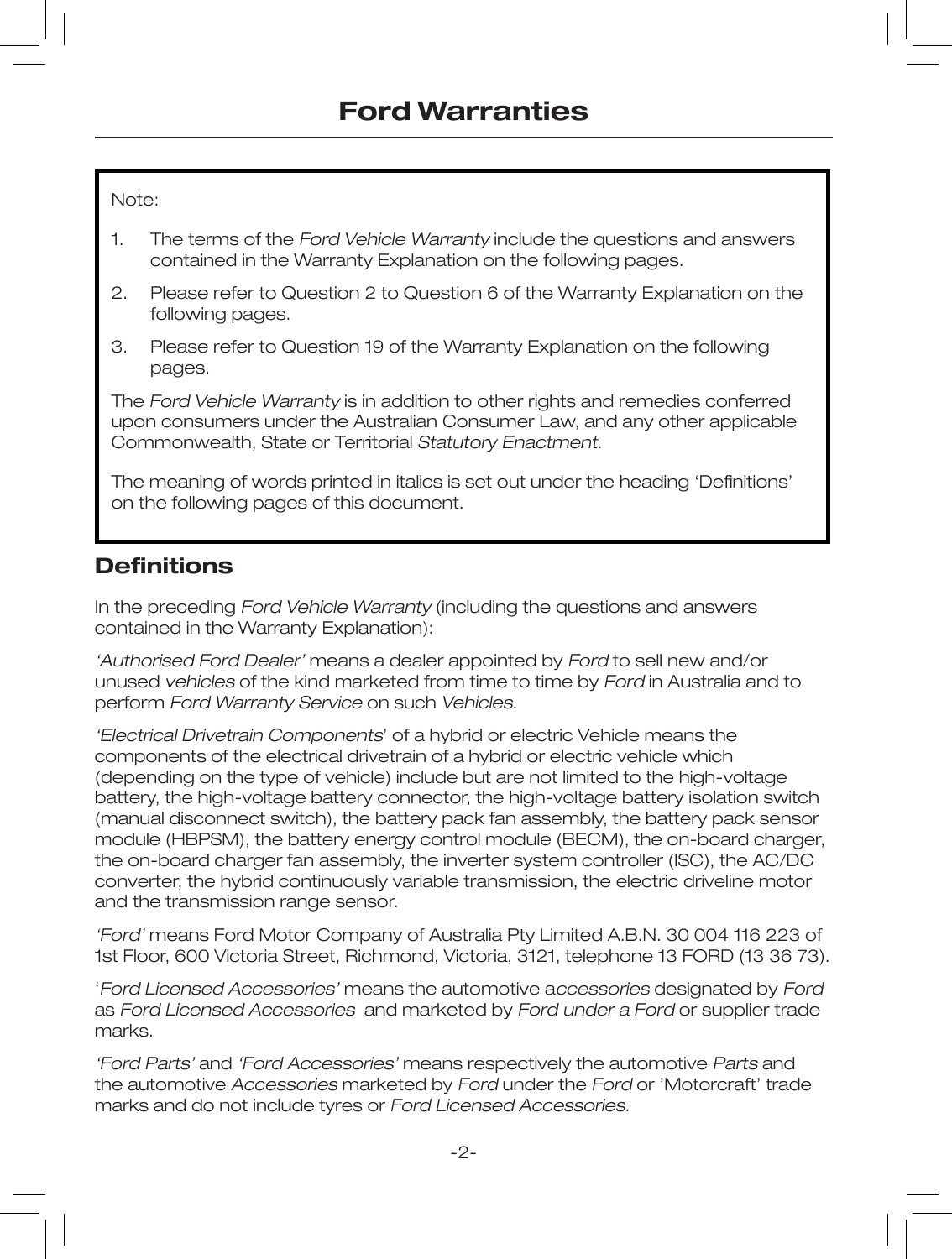# Ford Warranties

Note:

1. The terms of the *Ford Vehicle Warranty* include the questions and answers contained in the Warranty Explanation on the following pages.
2. Please refer to Question 2 to Question 6 of the Warranty Explanation on the following pages.
3. Please refer to Question 19 of the Warranty Explanation on the following pages.

The *Ford Vehicle Warranty* is in addition to other rights and remedies conferred upon consumers under the Australian Consumer Law, and any other applicable Commonwealth, State or Territorial *Statutory Enactment*.

The meaning of words printed in italics is set out under the heading 'Definitions' on the following pages of this document.

## Definitions

In the preceding *Ford Vehicle Warranty* (including the questions and answers contained in the Warranty Explanation):

*'Authorised Ford Dealer'* means a dealer appointed by *Ford* to sell new and/or unused *vehicles* of the kind marketed from time to time by *Ford* in Australia and to perform *Ford Warranty Service* on such *Vehicles.*

*'Electrical Drivetrain Components*' of a hybrid or electric Vehicle means the components of the electrical drivetrain of a hybrid or electric vehicle which (depending on the type of vehicle) include but are not limited to the high-voltage battery, the high-voltage battery connector, the high-voltage battery isolation switch (manual disconnect switch), the battery pack fan assembly, the battery pack sensor module (HBPSM), the battery energy control module (BECM), the on-board charger, the on-board charger fan assembly, the inverter system controller (ISC), the AC/DC converter, the hybrid continuously variable transmission, the electric driveline motor and the transmission range sensor.

*'Ford'* means Ford Motor Company of Australia Pty Limited A.B.N. 30 004 116 223 of 1st Floor, 600 Victoria Street, Richmond, Victoria, 3121, telephone 13 FORD (13 36 73).

'*Ford Licensed Accessories'* means the automotive a*ccessories* designated by *Ford* as *Ford Licensed Accessories* and marketed by *Ford under a Ford* or supplier trade marks.

*'Ford Parts'* and *'Ford Accessories'* means respectively the automotive *Parts* and the automotive *Accessories* marketed by *Ford* under the *Ford* or 'Motorcraft' trade marks and do not include tyres or *Ford Licensed Accessories*.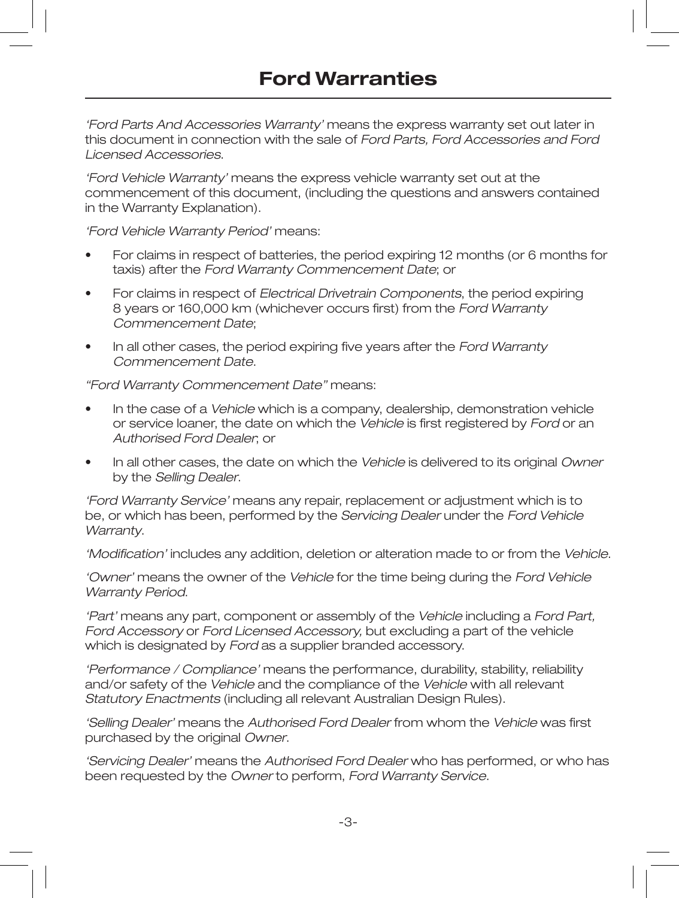# Ford Warranties

*'Ford Parts And Accessories Warranty'* means the express warranty set out later in this document in connection with the sale of *Ford Parts, Ford Accessories and Ford Licensed Accessories*.

*'Ford Vehicle Warranty'* means the express vehicle warranty set out at the commencement of this document, (including the questions and answers contained in the Warranty Explanation).

*'Ford Vehicle Warranty Period'* means:

- For claims in respect of batteries, the period expiring 12 months (or 6 months for taxis) after the *Ford Warranty Commencement Date*; or
- For claims in respect of *Electrical Drivetrain Components*, the period expiring 8 years or 160,000 km (whichever occurs first) from the *Ford Warranty Commencement Date*;
- In all other cases, the period expiring five years after the *Ford Warranty Commencement Date*.

*"Ford Warranty Commencement Date"* means:

- In the case of a *Vehicle* which is a company, dealership, demonstration vehicle or service loaner, the date on which the *Vehicle* is first registered by *Ford* or an *Authorised Ford Dealer*; or
- In all other cases, the date on which the *Vehicle* is delivered to its original *Owner* by the *Selling Dealer*.

*'Ford Warranty Service'* means any repair, replacement or adjustment which is to be, or which has been, performed by the *Servicing Dealer* under the *Ford Vehicle Warranty*.

*'Modification'* includes any addition, deletion or alteration made to or from the *Vehicle*.

*'Owner'* means the owner of the *Vehicle* for the time being during the *Ford Vehicle Warranty Period*.

*'Part'* means any part, component or assembly of the *Vehicle* including a *Ford Part, Ford Accessory* or *Ford Licensed Accessory,* but excluding a part of the vehicle which is designated by *Ford* as a supplier branded accessory.

*'Performance / Compliance'* means the performance, durability, stability, reliability and/or safety of the *Vehicle* and the compliance of the *Vehicle* with all relevant *Statutory Enactments* (including all relevant Australian Design Rules).

*'Selling Dealer'* means the *Authorised Ford Dealer* from whom the *Vehicle* was first purchased by the original *Owner*.

*'Servicing Dealer'* means the *Authorised Ford Dealer* who has performed, or who has been requested by the *Owner* to perform, *Ford Warranty Service*.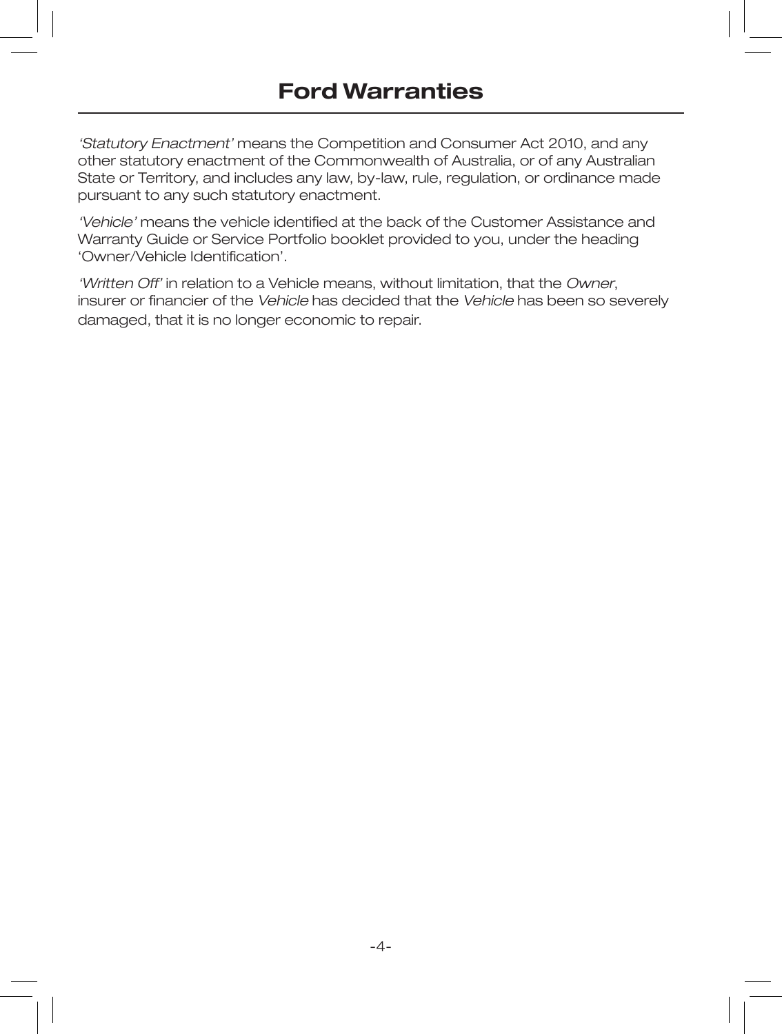# Ford Warranties

*'Statutory Enactment'* means the Competition and Consumer Act 2010, and any other statutory enactment of the Commonwealth of Australia, or of any Australian State or Territory, and includes any law, by-law, rule, regulation, or ordinance made pursuant to any such statutory enactment.

*'Vehicle'* means the vehicle identified at the back of the Customer Assistance and Warranty Guide or Service Portfolio booklet provided to you, under the heading 'Owner/Vehicle Identification'.

*'Written Off'* in relation to a Vehicle means, without limitation, that the *Owner*, insurer or financier of the *Vehicle* has decided that the *Vehicle* has been so severely damaged, that it is no longer economic to repair.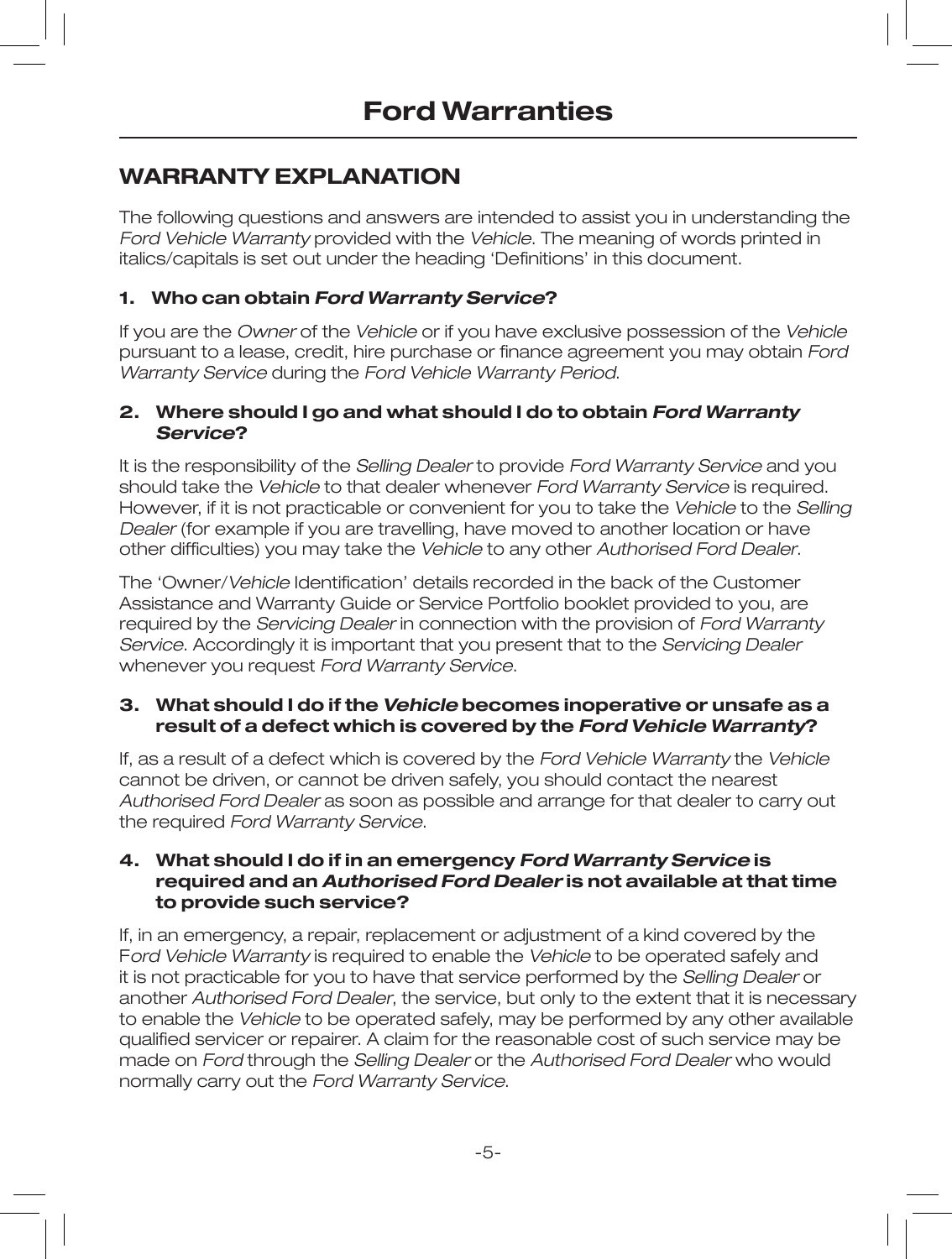# Ford Warranties

## WARRANTY EXPLANATION

The following questions and answers are intended to assist you in understanding the *Ford Vehicle Warranty* provided with the *Vehicle*. The meaning of words printed in italics/capitals is set out under the heading 'Definitions' in this document.

### 1. Who can obtain *Ford Warranty Service*?

If you are the *Owner* of the *Vehicle* or if you have exclusive possession of the *Vehicle* pursuant to a lease, credit, hire purchase or finance agreement you may obtain *Ford Warranty Service* during the *Ford Vehicle Warranty Period*.

### 2. Where should I go and what should I do to obtain *Ford Warranty Service*?

It is the responsibility of the *Selling Dealer* to provide *Ford Warranty Service* and you should take the *Vehicle* to that dealer whenever *Ford Warranty Service* is required. However, if it is not practicable or convenient for you to take the *Vehicle* to the *Selling Dealer* (for example if you are travelling, have moved to another location or have other difficulties) you may take the *Vehicle* to any other *Authorised Ford Dealer*.

The 'Owner/*Vehicle* Identification' details recorded in the back of the Customer Assistance and Warranty Guide or Service Portfolio booklet provided to you, are required by the *Servicing Dealer* in connection with the provision of *Ford Warranty Service*. Accordingly it is important that you present that to the *Servicing Dealer* whenever you request *Ford Warranty Service*.

### 3. What should I do if the *Vehicle* becomes inoperative or unsafe as a result of a defect which is covered by the *Ford Vehicle Warranty*?

If, as a result of a defect which is covered by the *Ford Vehicle Warranty* the *Vehicle* cannot be driven, or cannot be driven safely, you should contact the nearest *Authorised Ford Dealer* as soon as possible and arrange for that dealer to carry out the required *Ford Warranty Service*.

### 4. What should I do if in an emergency *Ford Warranty Service* is required and an *Authorised Ford Dealer* is not available at that time to provide such service?

If, in an emergency, a repair, replacement or adjustment of a kind covered by the *Ford Vehicle Warranty* is required to enable the *Vehicle* to be operated safely and it is not practicable for you to have that service performed by the *Selling Dealer* or another *Authorised Ford Dealer*, the service, but only to the extent that it is necessary to enable the *Vehicle* to be operated safely, may be performed by any other available qualified servicer or repairer. A claim for the reasonable cost of such service may be made on *Ford* through the *Selling Dealer* or the *Authorised Ford Dealer* who would normally carry out the *Ford Warranty Service*.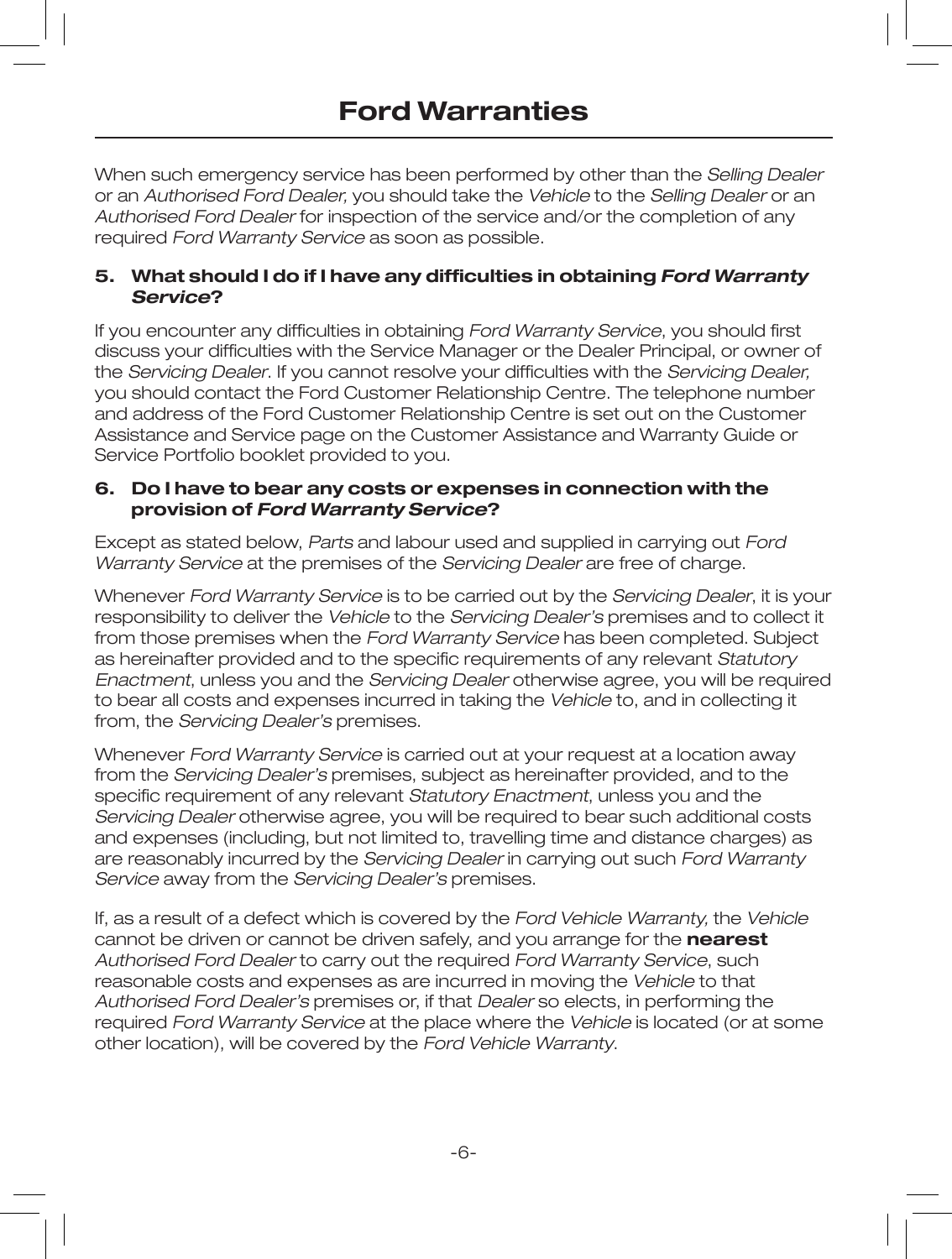When such emergency service has been performed by other than the *Selling Dealer* or an *Authorised Ford Dealer,* you should take the *Vehicle* to the *Selling Dealer* or an *Authorised Ford Dealer* for inspection of the service and/or the completion of any required *Ford Warranty Service* as soon as possible.

### 5. What should I do if I have any difficulties in obtaining *Ford Warranty Service*?

If you encounter any difficulties in obtaining *Ford Warranty Service*, you should first discuss your difficulties with the Service Manager or the Dealer Principal, or owner of the *Servicing Dealer*. If you cannot resolve your difficulties with the *Servicing Dealer,* you should contact the Ford Customer Relationship Centre. The telephone number and address of the Ford Customer Relationship Centre is set out on the Customer Assistance and Service page on the Customer Assistance and Warranty Guide or Service Portfolio booklet provided to you.

### 6. Do I have to bear any costs or expenses in connection with the provision of *Ford Warranty Service*?

Except as stated below, *Parts* and labour used and supplied in carrying out *Ford Warranty Service* at the premises of the *Servicing Dealer* are free of charge.

Whenever *Ford Warranty Service* is to be carried out by the *Servicing Dealer*, it is your responsibility to deliver the *Vehicle* to the *Servicing Dealer's* premises and to collect it from those premises when the *Ford Warranty Service* has been completed. Subject as hereinafter provided and to the specific requirements of any relevant *Statutory Enactment*, unless you and the *Servicing Dealer* otherwise agree, you will be required to bear all costs and expenses incurred in taking the *Vehicle* to, and in collecting it from, the *Servicing Dealer's* premises.

Whenever *Ford Warranty Service* is carried out at your request at a location away from the *Servicing Dealer's* premises, subject as hereinafter provided, and to the specific requirement of any relevant *Statutory Enactment*, unless you and the *Servicing Dealer* otherwise agree, you will be required to bear such additional costs and expenses (including, but not limited to, travelling time and distance charges) as are reasonably incurred by the *Servicing Dealer* in carrying out such *Ford Warranty Service* away from the *Servicing Dealer's* premises.

If, as a result of a defect which is covered by the *Ford Vehicle Warranty,* the *Vehicle* cannot be driven or cannot be driven safely, and you arrange for the **nearest** *Authorised Ford Dealer* to carry out the required *Ford Warranty Service*, such reasonable costs and expenses as are incurred in moving the *Vehicle* to that *Authorised Ford Dealer's* premises or, if that *Dealer* so elects, in performing the required *Ford Warranty Service* at the place where the *Vehicle* is located (or at some other location), will be covered by the *Ford Vehicle Warranty*.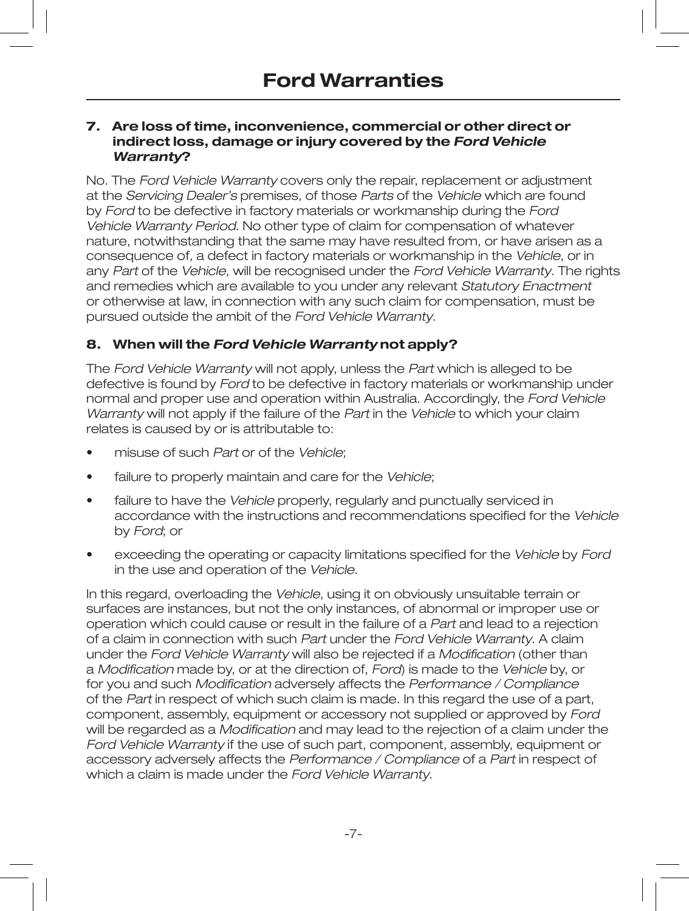## 7. Are loss of time, inconvenience, commercial or other direct or indirect loss, damage or injury covered by the *Ford Vehicle Warranty*?

No. The *Ford Vehicle Warranty* covers only the repair, replacement or adjustment at the *Servicing Dealer's* premises, of those *Parts* of the *Vehicle* which are found by *Ford* to be defective in factory materials or workmanship during the *Ford Vehicle Warranty Period*. No other type of claim for compensation of whatever nature, notwithstanding that the same may have resulted from, or have arisen as a consequence of, a defect in factory materials or workmanship in the *Vehicle*, or in any *Part* of the *Vehicle*, will be recognised under the *Ford Vehicle Warranty*. The rights and remedies which are available to you under any relevant *Statutory Enactment* or otherwise at law, in connection with any such claim for compensation, must be pursued outside the ambit of the *Ford Vehicle Warranty*.

## 8. When will the *Ford Vehicle Warranty* not apply?

The *Ford Vehicle Warranty* will not apply, unless the *Part* which is alleged to be defective is found by *Ford* to be defective in factory materials or workmanship under normal and proper use and operation within Australia. Accordingly, the *Ford Vehicle Warranty* will not apply if the failure of the *Part* in the *Vehicle* to which your claim relates is caused by or is attributable to:

- misuse of such *Part* or of the *Vehicle*;
- failure to properly maintain and care for the *Vehicle*;
- failure to have the *Vehicle* properly, regularly and punctually serviced in accordance with the instructions and recommendations specified for the *Vehicle* by *Ford*; or
- exceeding the operating or capacity limitations specified for the *Vehicle* by *Ford* in the use and operation of the *Vehicle*.

In this regard, overloading the *Vehicle*, using it on obviously unsuitable terrain or surfaces are instances, but not the only instances, of abnormal or improper use or operation which could cause or result in the failure of a *Part* and lead to a rejection of a claim in connection with such *Part* under the *Ford Vehicle Warranty*. A claim under the *Ford Vehicle Warranty* will also be rejected if a *Modification* (other than a *Modification* made by, or at the direction of, *Ford*) is made to the *Vehicle* by, or for you and such *Modification* adversely affects the *Performance / Compliance* of the *Part* in respect of which such claim is made. In this regard the use of a part, component, assembly, equipment or accessory not supplied or approved by *Ford* will be regarded as a *Modification* and may lead to the rejection of a claim under the *Ford Vehicle Warranty* if the use of such part, component, assembly, equipment or accessory adversely affects the *Performance / Compliance* of a *Part* in respect of which a claim is made under the *Ford Vehicle Warranty*.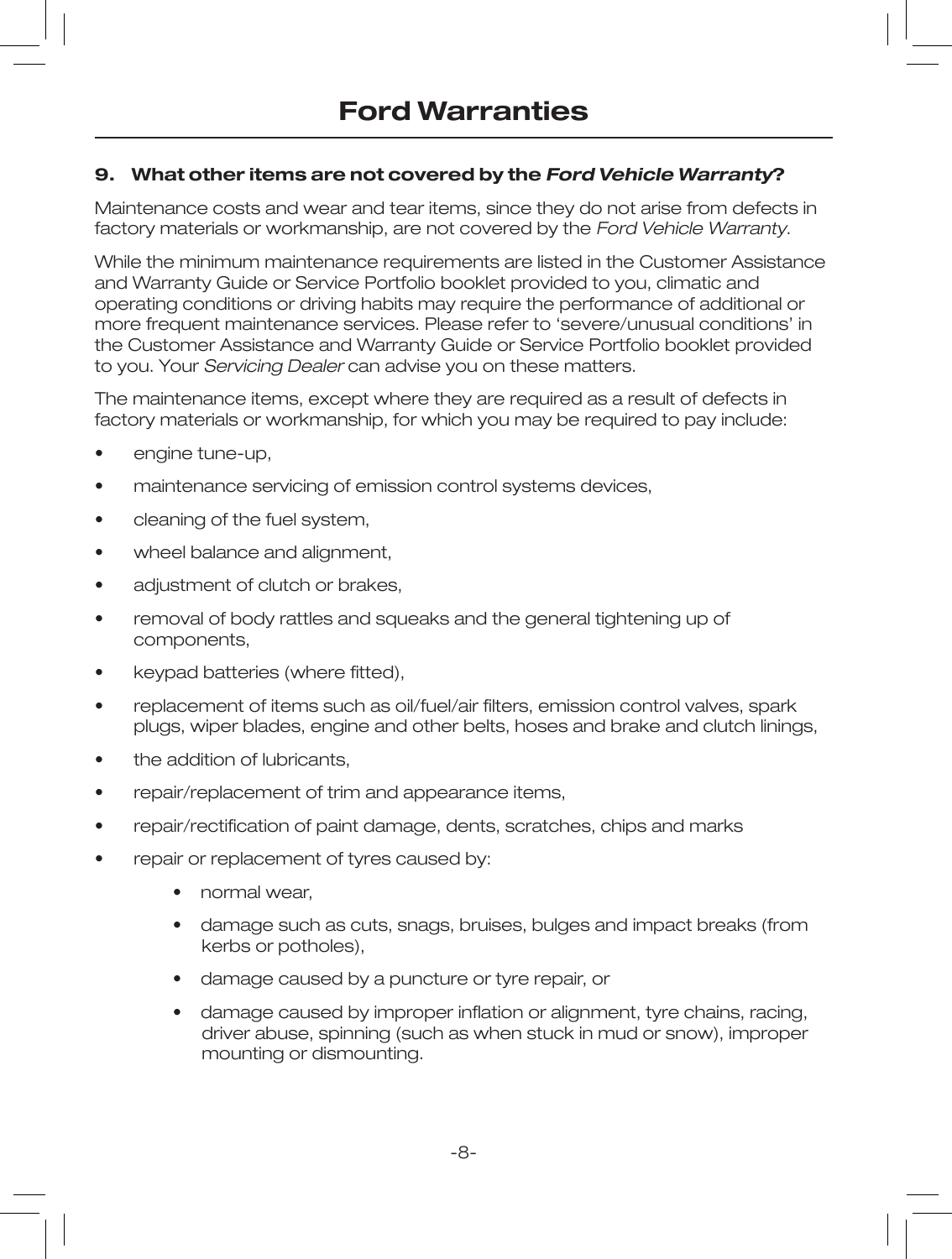# Ford Warranties

### 9. What other items are not covered by the *Ford Vehicle Warranty*?

Maintenance costs and wear and tear items, since they do not arise from defects in factory materials or workmanship, are not covered by the *Ford Vehicle Warranty*.

While the minimum maintenance requirements are listed in the Customer Assistance and Warranty Guide or Service Portfolio booklet provided to you, climatic and operating conditions or driving habits may require the performance of additional or more frequent maintenance services. Please refer to 'severe/unusual conditions' in the Customer Assistance and Warranty Guide or Service Portfolio booklet provided to you. Your *Servicing Dealer* can advise you on these matters.

The maintenance items, except where they are required as a result of defects in factory materials or workmanship, for which you may be required to pay include:

- engine tune-up,
- maintenance servicing of emission control systems devices,
- cleaning of the fuel system,
- wheel balance and alignment,
- adjustment of clutch or brakes,
- removal of body rattles and squeaks and the general tightening up of components,
- keypad batteries (where fitted),
- replacement of items such as oil/fuel/air filters, emission control valves, spark plugs, wiper blades, engine and other belts, hoses and brake and clutch linings,
- the addition of lubricants,
- repair/replacement of trim and appearance items,
- repair/rectification of paint damage, dents, scratches, chips and marks
- repair or replacement of tyres caused by:
  - normal wear,
  - damage such as cuts, snags, bruises, bulges and impact breaks (from kerbs or potholes),
  - damage caused by a puncture or tyre repair, or
  - damage caused by improper inflation or alignment, tyre chains, racing, driver abuse, spinning (such as when stuck in mud or snow), improper mounting or dismounting.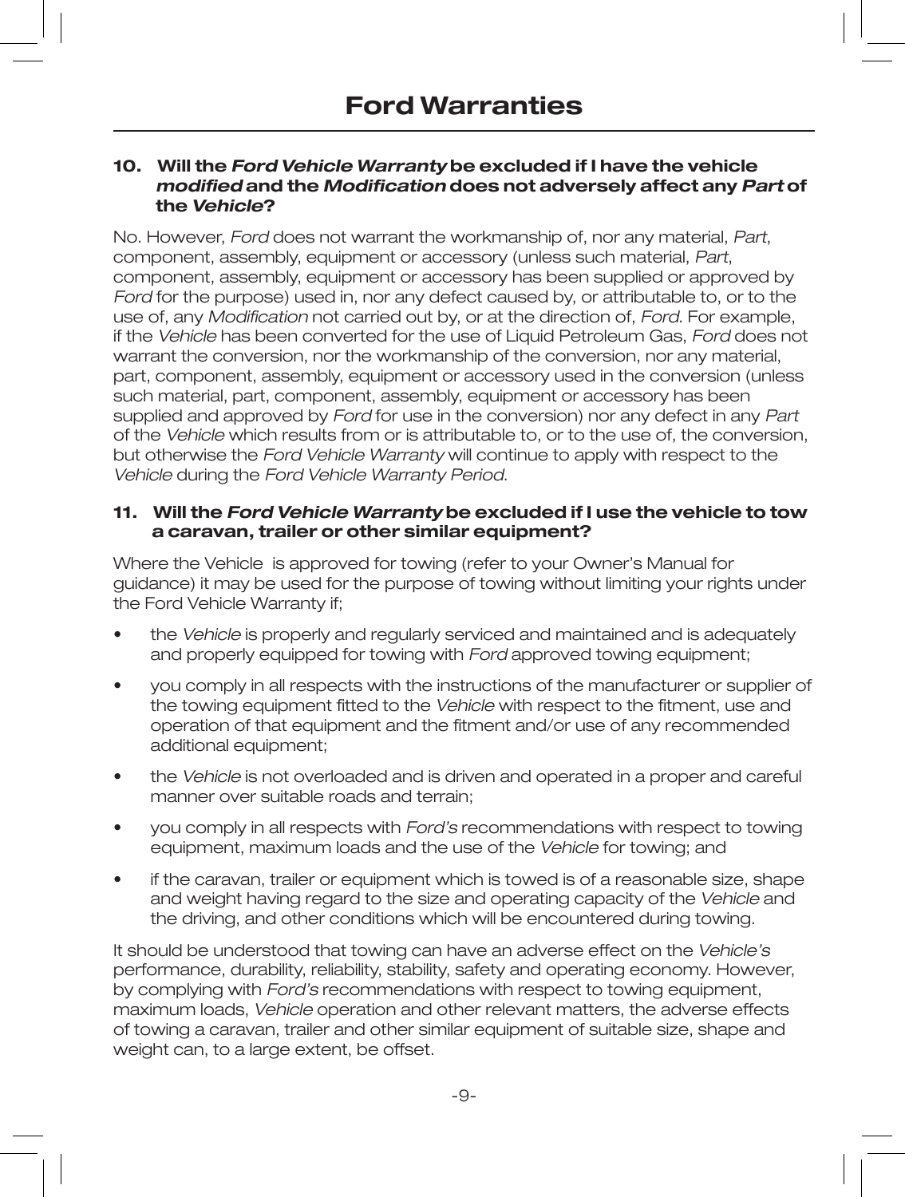# Ford Warranties

### 10. Will the *Ford Vehicle Warranty* be excluded if I have the vehicle *modified* and the *Modification* does not adversely affect any *Part* of the *Vehicle*?

No. However, *Ford* does not warrant the workmanship of, nor any material, *Part*, component, assembly, equipment or accessory (unless such material, *Part*, component, assembly, equipment or accessory has been supplied or approved by *Ford* for the purpose) used in, nor any defect caused by, or attributable to, or to the use of, any *Modification* not carried out by, or at the direction of, *Ford*. For example, if the *Vehicle* has been converted for the use of Liquid Petroleum Gas, *Ford* does not warrant the conversion, nor the workmanship of the conversion, nor any material, part, component, assembly, equipment or accessory used in the conversion (unless such material, part, component, assembly, equipment or accessory has been supplied and approved by *Ford* for use in the conversion) nor any defect in any *Part* of the *Vehicle* which results from or is attributable to, or to the use of, the conversion, but otherwise the *Ford Vehicle Warranty* will continue to apply with respect to the *Vehicle* during the *Ford Vehicle Warranty Period*.

### 11. Will the *Ford Vehicle Warranty* be excluded if I use the vehicle to tow a caravan, trailer or other similar equipment?

Where the Vehicle is approved for towing (refer to your Owner's Manual for guidance) it may be used for the purpose of towing without limiting your rights under the Ford Vehicle Warranty if;

- the *Vehicle* is properly and regularly serviced and maintained and is adequately and properly equipped for towing with *Ford* approved towing equipment;
- you comply in all respects with the instructions of the manufacturer or supplier of the towing equipment fitted to the *Vehicle* with respect to the fitment, use and operation of that equipment and the fitment and/or use of any recommended additional equipment;
- the *Vehicle* is not overloaded and is driven and operated in a proper and careful manner over suitable roads and terrain;
- you comply in all respects with *Ford's* recommendations with respect to towing equipment, maximum loads and the use of the *Vehicle* for towing; and
- if the caravan, trailer or equipment which is towed is of a reasonable size, shape and weight having regard to the size and operating capacity of the *Vehicle* and the driving, and other conditions which will be encountered during towing.

It should be understood that towing can have an adverse effect on the *Vehicle's* performance, durability, reliability, stability, safety and operating economy. However, by complying with *Ford's* recommendations with respect to towing equipment, maximum loads, *Vehicle* operation and other relevant matters, the adverse effects of towing a caravan, trailer and other similar equipment of suitable size, shape and weight can, to a large extent, be offset.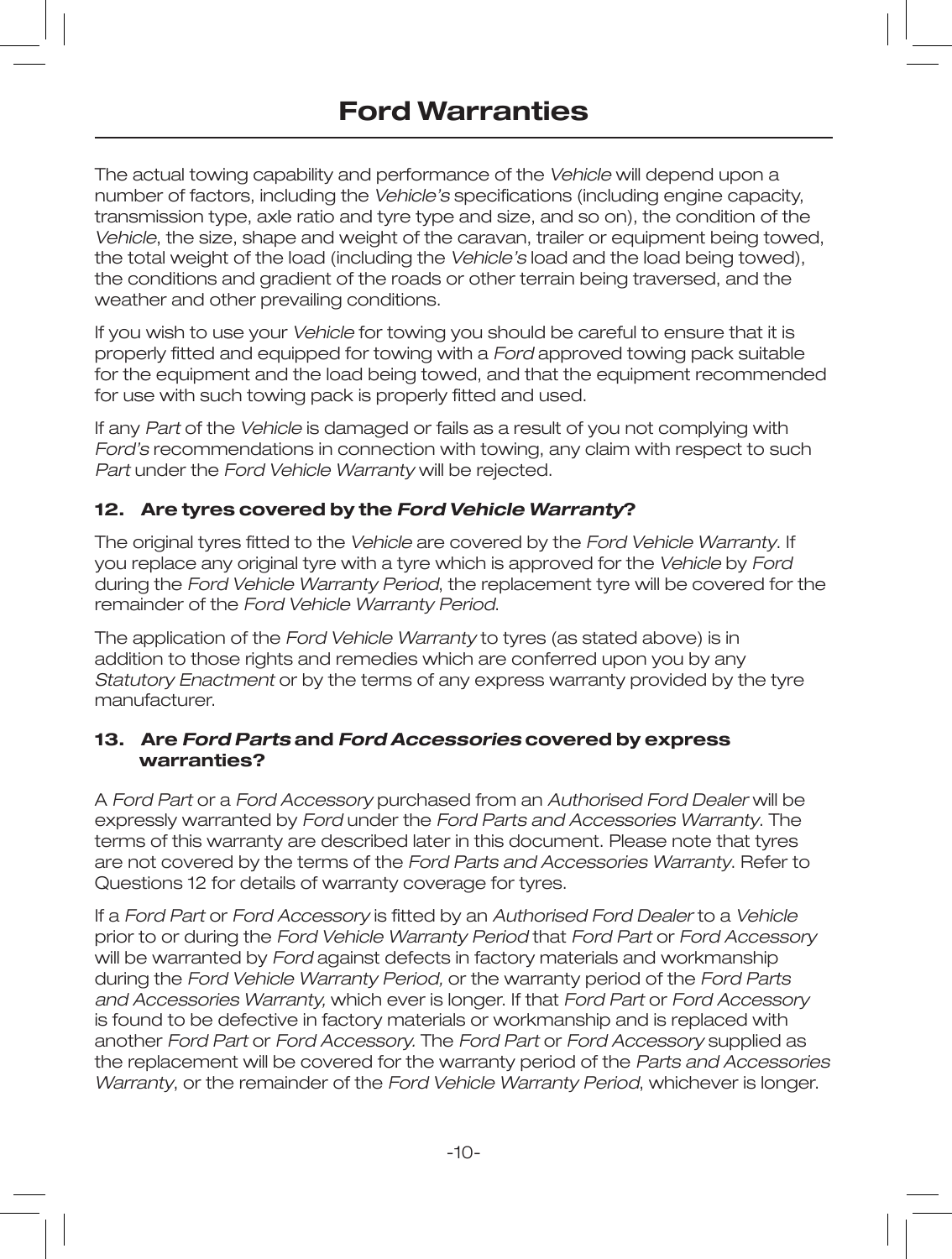The actual towing capability and performance of the *Vehicle* will depend upon a number of factors, including the *Vehicle's* specifications (including engine capacity, transmission type, axle ratio and tyre type and size, and so on), the condition of the *Vehicle*, the size, shape and weight of the caravan, trailer or equipment being towed, the total weight of the load (including the *Vehicle's* load and the load being towed), the conditions and gradient of the roads or other terrain being traversed, and the weather and other prevailing conditions.

If you wish to use your *Vehicle* for towing you should be careful to ensure that it is properly fitted and equipped for towing with a *Ford* approved towing pack suitable for the equipment and the load being towed, and that the equipment recommended for use with such towing pack is properly fitted and used.

If any *Part* of the *Vehicle* is damaged or fails as a result of you not complying with *Ford's* recommendations in connection with towing, any claim with respect to such *Part* under the *Ford Vehicle Warranty* will be rejected.

### 12. Are tyres covered by the *Ford Vehicle Warranty*?

The original tyres fitted to the *Vehicle* are covered by the *Ford Vehicle Warranty*. If you replace any original tyre with a tyre which is approved for the *Vehicle* by *Ford* during the *Ford Vehicle Warranty Period*, the replacement tyre will be covered for the remainder of the *Ford Vehicle Warranty Period*.

The application of the *Ford Vehicle Warranty* to tyres (as stated above) is in addition to those rights and remedies which are conferred upon you by any *Statutory Enactment* or by the terms of any express warranty provided by the tyre manufacturer.

### 13. Are *Ford Parts* and *Ford Accessories* covered by express warranties?

A *Ford Part* or a *Ford Accessory* purchased from an *Authorised Ford Dealer* will be expressly warranted by *Ford* under the *Ford Parts and Accessories Warranty*. The terms of this warranty are described later in this document. Please note that tyres are not covered by the terms of the *Ford Parts and Accessories Warranty*. Refer to Questions 12 for details of warranty coverage for tyres.

If a *Ford Part* or *Ford Accessory* is fitted by an *Authorised Ford Dealer* to a *Vehicle* prior to or during the *Ford Vehicle Warranty Period* that *Ford Part* or *Ford Accessory* will be warranted by *Ford* against defects in factory materials and workmanship during the *Ford Vehicle Warranty Period,* or the warranty period of the *Ford Parts and Accessories Warranty,* which ever is longer. If that *Ford Part* or *Ford Accessory* is found to be defective in factory materials or workmanship and is replaced with another *Ford Part* or *Ford Accessory.* The *Ford Part* or *Ford Accessory* supplied as the replacement will be covered for the warranty period of the *Parts and Accessories Warranty*, or the remainder of the *Ford Vehicle Warranty Period*, whichever is longer.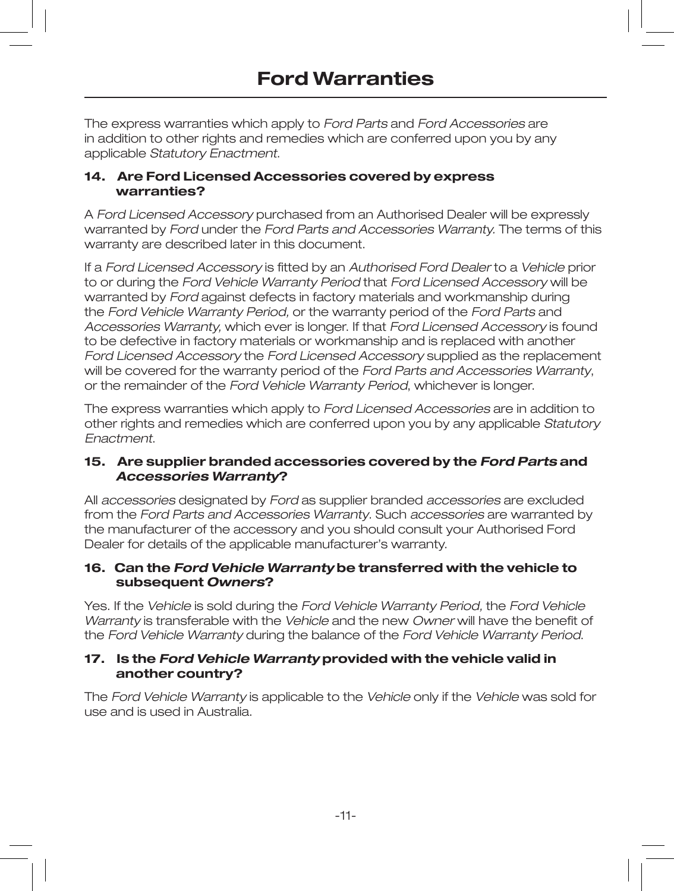# Ford Warranties

The express warranties which apply to *Ford Parts* and *Ford Accessories* are in addition to other rights and remedies which are conferred upon you by any applicable *Statutory Enactment*.

### 14. Are Ford Licensed Accessories covered by express warranties?

A *Ford Licensed Accessory* purchased from an Authorised Dealer will be expressly warranted by *Ford* under the *Ford Parts and Accessories Warranty.* The terms of this warranty are described later in this document.

If a *Ford Licensed Accessory* is fitted by an *Authorised Ford Dealer* to a *Vehicle* prior to or during the *Ford Vehicle Warranty Period* that *Ford Licensed Accessory* will be warranted by *Ford* against defects in factory materials and workmanship during the *Ford Vehicle Warranty Period,* or the warranty period of the *Ford Parts* and *Accessories Warranty,* which ever is longer. If that *Ford Licensed Accessory* is found to be defective in factory materials or workmanship and is replaced with another *Ford Licensed Accessory* the *Ford Licensed Accessory* supplied as the replacement will be covered for the warranty period of the *Ford Parts and Accessories Warranty*, or the remainder of the *Ford Vehicle Warranty Period*, whichever is longer.

The express warranties which apply to *Ford Licensed Accessories* are in addition to other rights and remedies which are conferred upon you by any applicable *Statutory Enactment*.

### 15. Are supplier branded accessories covered by the *Ford Parts* and *Accessories Warranty*?

All *accessories* designated by *Ford* as supplier branded *accessories* are excluded from the *Ford Parts and Accessories Warranty*. Such *accessories* are warranted by the manufacturer of the accessory and you should consult your Authorised Ford Dealer for details of the applicable manufacturer's warranty.

### 16. Can the *Ford Vehicle Warranty* be transferred with the vehicle to subsequent *Owners*?

Yes. If the *Vehicle* is sold during the *Ford Vehicle Warranty Period,* the *Ford Vehicle Warranty* is transferable with the *Vehicle* and the new *Owner* will have the benefit of the *Ford Vehicle Warranty* during the balance of the *Ford Vehicle Warranty Period*.

### 17. Is the *Ford Vehicle Warranty* provided with the vehicle valid in another country?

The *Ford Vehicle Warranty* is applicable to the *Vehicle* only if the *Vehicle* was sold for use and is used in Australia.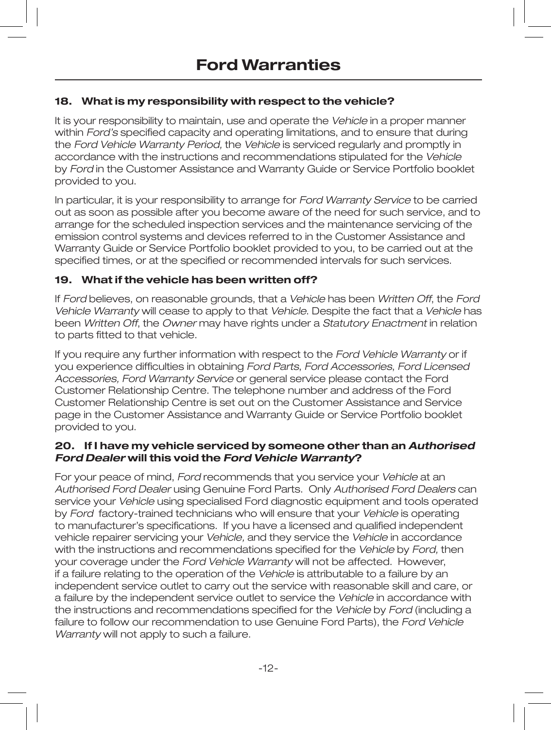# Ford Warranties

### 18. What is my responsibility with respect to the vehicle?

It is your responsibility to maintain, use and operate the *Vehicle* in a proper manner within *Ford's* specified capacity and operating limitations, and to ensure that during the *Ford Vehicle Warranty Period,* the *Vehicle* is serviced regularly and promptly in accordance with the instructions and recommendations stipulated for the *Vehicle* by *Ford* in the Customer Assistance and Warranty Guide or Service Portfolio booklet provided to you.

In particular, it is your responsibility to arrange for *Ford Warranty Service* to be carried out as soon as possible after you become aware of the need for such service, and to arrange for the scheduled inspection services and the maintenance servicing of the emission control systems and devices referred to in the Customer Assistance and Warranty Guide or Service Portfolio booklet provided to you, to be carried out at the specified times, or at the specified or recommended intervals for such services.

### 19. What if the vehicle has been written off?

If *Ford* believes, on reasonable grounds, that a *Vehicle* has been *Written Off*, the *Ford Vehicle Warranty* will cease to apply to that *Vehicle*. Despite the fact that a *Vehicle* has been *Written Off*, the *Owner* may have rights under a *Statutory Enactment* in relation to parts fitted to that vehicle.

If you require any further information with respect to the *Ford Vehicle Warranty* or if you experience difficulties in obtaining *Ford Parts*, *Ford Accessories*, *Ford Licensed Accessories, Ford Warranty Service* or general service please contact the Ford Customer Relationship Centre. The telephone number and address of the Ford Customer Relationship Centre is set out on the Customer Assistance and Service page in the Customer Assistance and Warranty Guide or Service Portfolio booklet provided to you.

### 20. If I have my vehicle serviced by someone other than an *Authorised Ford Dealer* will this void the *Ford Vehicle Warranty*?

For your peace of mind, *Ford* recommends that you service your *Vehicle* at an *Authorised Ford Dealer* using Genuine Ford Parts. Only *Authorised Ford Dealers* can service your *Vehicle* using specialised Ford diagnostic equipment and tools operated by *Ford* factory-trained technicians who will ensure that your *Vehicle* is operating to manufacturer's specifications. If you have a licensed and qualified independent vehicle repairer servicing your *Vehicle,* and they service the *Vehicle* in accordance with the instructions and recommendations specified for the *Vehicle* by *Ford,* then your coverage under the *Ford Vehicle Warranty* will not be affected. However, if a failure relating to the operation of the *Vehicle* is attributable to a failure by an independent service outlet to carry out the service with reasonable skill and care, or a failure by the independent service outlet to service the *Vehicle* in accordance with the instructions and recommendations specified for the *Vehicle* by *Ford* (including a failure to follow our recommendation to use Genuine Ford Parts), the *Ford Vehicle Warranty* will not apply to such a failure.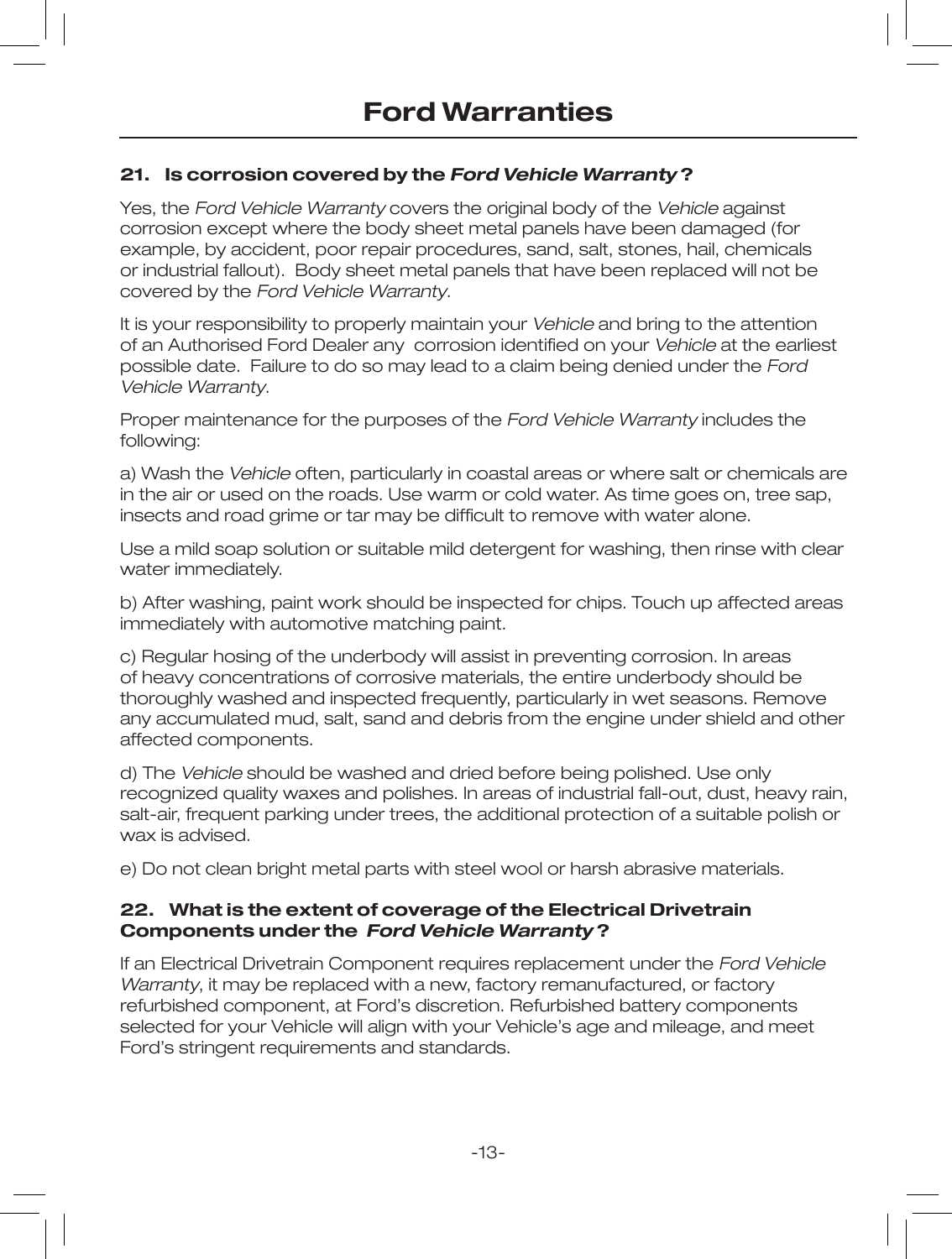# Ford Warranties

### 21. Is corrosion covered by the *Ford Vehicle Warranty*?

Yes, the *Ford Vehicle Warranty* covers the original body of the *Vehicle* against corrosion except where the body sheet metal panels have been damaged (for example, by accident, poor repair procedures, sand, salt, stones, hail, chemicals or industrial fallout). Body sheet metal panels that have been replaced will not be covered by the *Ford Vehicle Warranty*.

It is your responsibility to properly maintain your *Vehicle* and bring to the attention of an Authorised Ford Dealer any corrosion identified on your *Vehicle* at the earliest possible date. Failure to do so may lead to a claim being denied under the *Ford Vehicle Warranty*.

Proper maintenance for the purposes of the *Ford Vehicle Warranty* includes the following:

a) Wash the *Vehicle* often, particularly in coastal areas or where salt or chemicals are in the air or used on the roads. Use warm or cold water. As time goes on, tree sap, insects and road grime or tar may be difficult to remove with water alone.

Use a mild soap solution or suitable mild detergent for washing, then rinse with clear water immediately.

b) After washing, paint work should be inspected for chips. Touch up affected areas immediately with automotive matching paint.

c) Regular hosing of the underbody will assist in preventing corrosion. In areas of heavy concentrations of corrosive materials, the entire underbody should be thoroughly washed and inspected frequently, particularly in wet seasons. Remove any accumulated mud, salt, sand and debris from the engine under shield and other affected components.

d) The *Vehicle* should be washed and dried before being polished. Use only recognized quality waxes and polishes. In areas of industrial fall-out, dust, heavy rain, salt-air, frequent parking under trees, the additional protection of a suitable polish or wax is advised.

e) Do not clean bright metal parts with steel wool or harsh abrasive materials.

### 22. What is the extent of coverage of the Electrical Drivetrain Components under the *Ford Vehicle Warranty*?

If an Electrical Drivetrain Component requires replacement under the *Ford Vehicle Warranty*, it may be replaced with a new, factory remanufactured, or factory refurbished component, at Ford's discretion. Refurbished battery components selected for your Vehicle will align with your Vehicle's age and mileage, and meet Ford's stringent requirements and standards.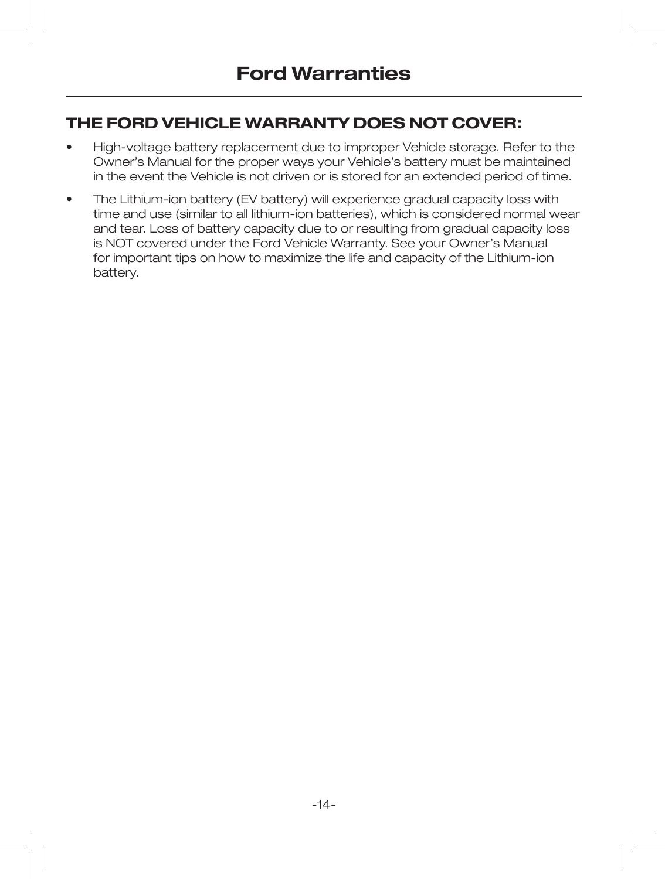## THE FORD VEHICLE WARRANTY DOES NOT COVER:

- High-voltage battery replacement due to improper Vehicle storage. Refer to the Owner's Manual for the proper ways your Vehicle's battery must be maintained in the event the Vehicle is not driven or is stored for an extended period of time.
- The Lithium-ion battery (EV battery) will experience gradual capacity loss with time and use (similar to all lithium-ion batteries), which is considered normal wear and tear. Loss of battery capacity due to or resulting from gradual capacity loss is NOT covered under the Ford Vehicle Warranty. See your Owner's Manual for important tips on how to maximize the life and capacity of the Lithium-ion battery.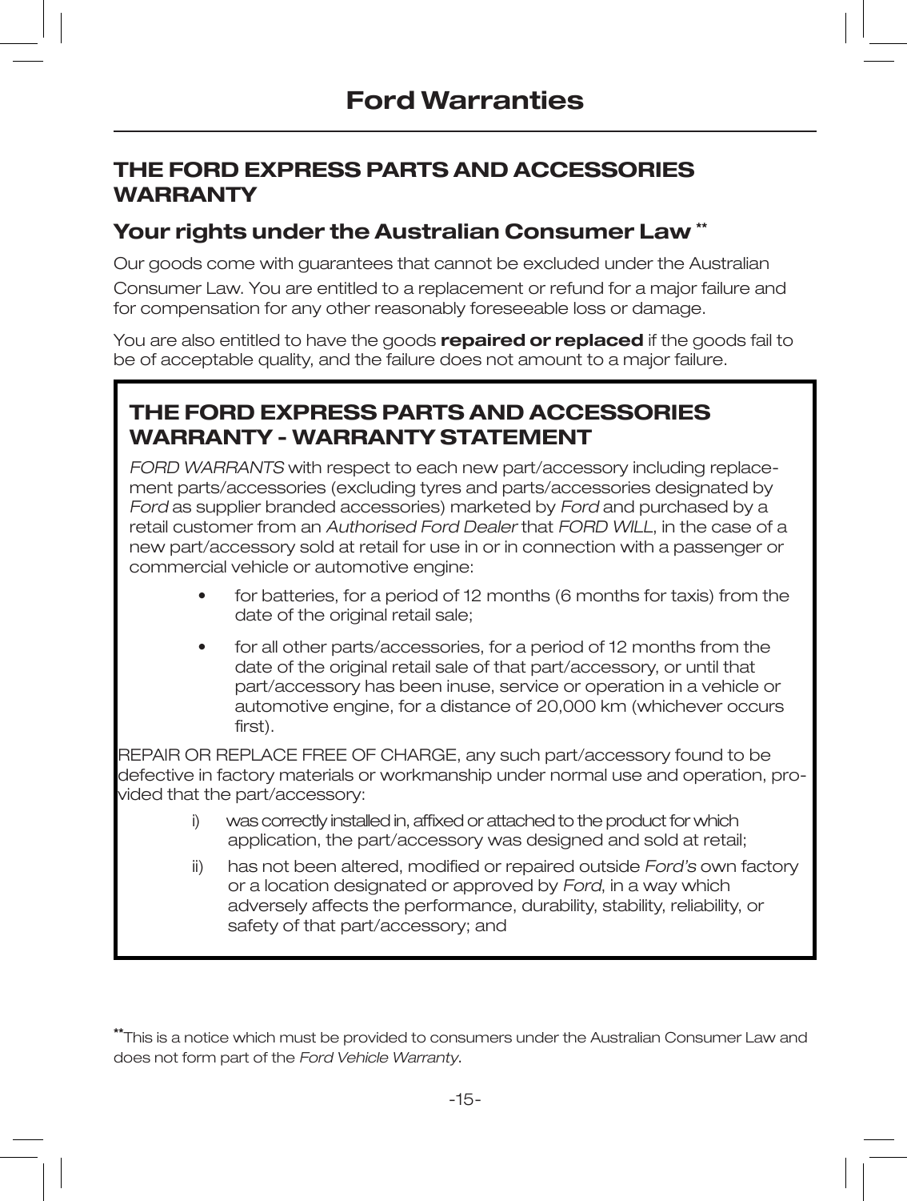## THE FORD EXPRESS PARTS AND ACCESSORIES WARRANTY

### Your rights under the Australian Consumer Law **

Our goods come with guarantees that cannot be excluded under the Australian Consumer Law. You are entitled to a replacement or refund for a major failure and for compensation for any other reasonably foreseeable loss or damage.

You are also entitled to have the goods **repaired or replaced** if the goods fail to be of acceptable quality, and the failure does not amount to a major failure.

### THE FORD EXPRESS PARTS AND ACCESSORIES WARRANTY - WARRANTY STATEMENT

*FORD WARRANTS* with respect to each new part/accessory including replacement parts/accessories (excluding tyres and parts/accessories designated by *Ford* as supplier branded accessories) marketed by *Ford* and purchased by a retail customer from an *Authorised Ford Dealer* that *FORD WILL*, in the case of a new part/accessory sold at retail for use in or in connection with a passenger or commercial vehicle or automotive engine:

- for batteries, for a period of 12 months (6 months for taxis) from the date of the original retail sale;
- for all other parts/accessories, for a period of 12 months from the date of the original retail sale of that part/accessory, or until that part/accessory has been inuse, service or operation in a vehicle or automotive engine, for a distance of 20,000 km (whichever occurs first).

REPAIR OR REPLACE FREE OF CHARGE, any such part/accessory found to be defective in factory materials or workmanship under normal use and operation, provided that the part/accessory:

i) was correctly installed in, affixed or attached to the product for which application, the part/accessory was designed and sold at retail;

ii) has not been altered, modified or repaired outside *Ford's* own factory or a location designated or approved by *Ford*, in a way which adversely affects the performance, durability, stability, reliability, or safety of that part/accessory; and

**This is a notice which must be provided to consumers under the Australian Consumer Law and does not form part of the *Ford Vehicle Warranty*.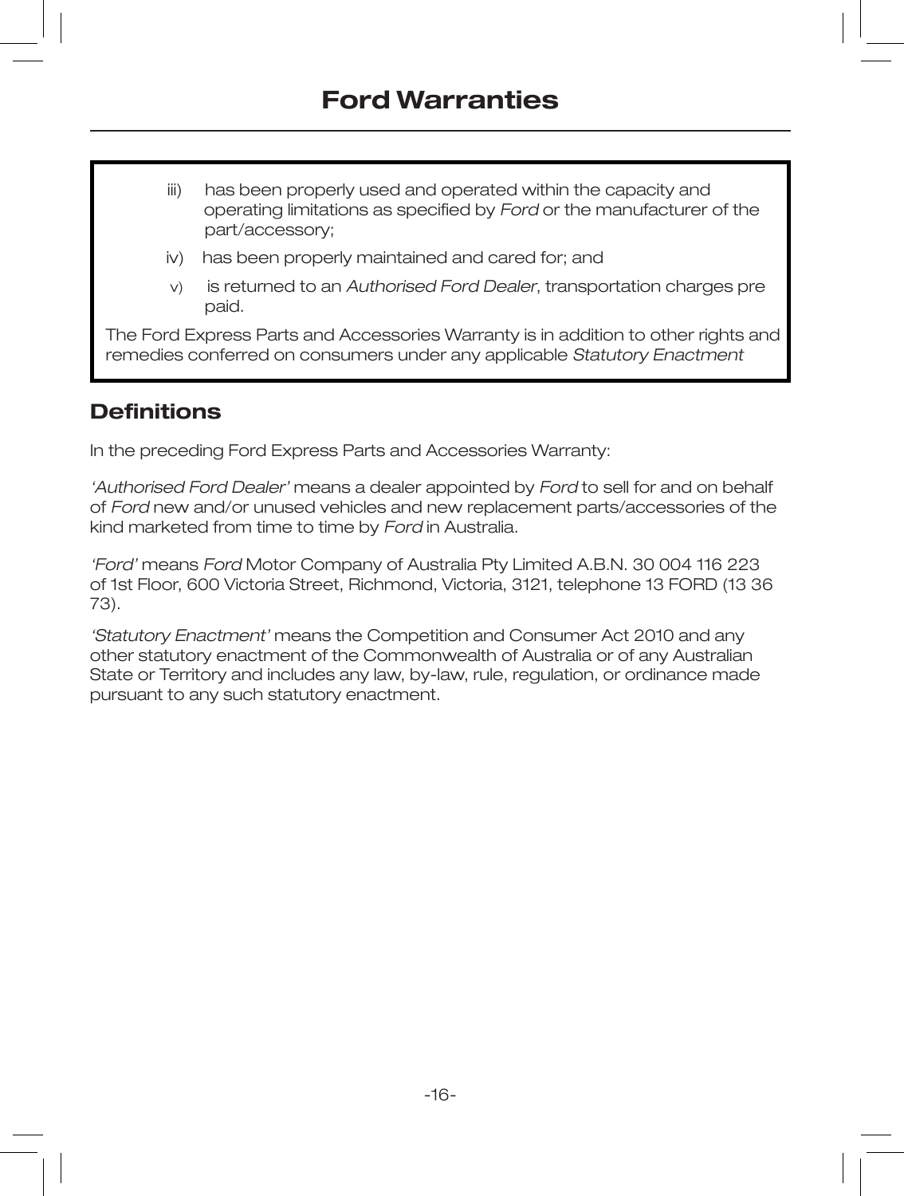# Ford Warranties

iii) has been properly used and operated within the capacity and operating limitations as specified by *Ford* or the manufacturer of the part/accessory;

iv) has been properly maintained and cared for; and

v) is returned to an *Authorised Ford Dealer*, transportation charges pre paid.

The Ford Express Parts and Accessories Warranty is in addition to other rights and remedies conferred on consumers under any applicable *Statutory Enactment*

## Definitions

In the preceding Ford Express Parts and Accessories Warranty:

*'Authorised Ford Dealer'* means a dealer appointed by *Ford* to sell for and on behalf of *Ford* new and/or unused vehicles and new replacement parts/accessories of the kind marketed from time to time by *Ford* in Australia.

*'Ford'* means *Ford* Motor Company of Australia Pty Limited A.B.N. 30 004 116 223 of 1st Floor, 600 Victoria Street, Richmond, Victoria, 3121, telephone 13 FORD (13 36 73).

*'Statutory Enactment'* means the Competition and Consumer Act 2010 and any other statutory enactment of the Commonwealth of Australia or of any Australian State or Territory and includes any law, by-law, rule, regulation, or ordinance made pursuant to any such statutory enactment.